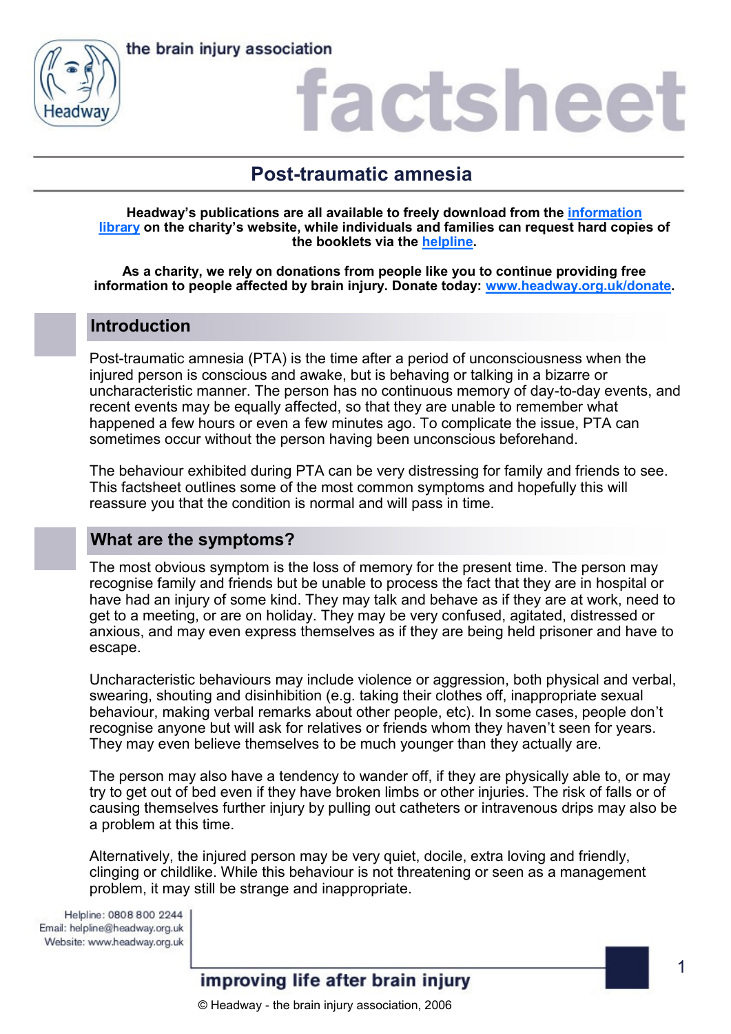# Post-traumatic amnesia

**Headway's publications are all available to freely download from the information library on the charity's website, while individuals and families can request hard copies of the booklets via the helpline.**

**As a charity, we rely on donations from people like you to continue providing free information to people affected by brain injury. Donate today: www.headway.org.uk/donate.**

## Introduction

Post-traumatic amnesia (PTA) is the time after a period of unconsciousness when the injured person is conscious and awake, but is behaving or talking in a bizarre or uncharacteristic manner. The person has no continuous memory of day-to-day events, and recent events may be equally affected, so that they are unable to remember what happened a few hours or even a few minutes ago. To complicate the issue, PTA can sometimes occur without the person having been unconscious beforehand.

The behaviour exhibited during PTA can be very distressing for family and friends to see. This factsheet outlines some of the most common symptoms and hopefully this will reassure you that the condition is normal and will pass in time.

## What are the symptoms?

The most obvious symptom is the loss of memory for the present time. The person may recognise family and friends but be unable to process the fact that they are in hospital or have had an injury of some kind. They may talk and behave as if they are at work, need to get to a meeting, or are on holiday. They may be very confused, agitated, distressed or anxious, and may even express themselves as if they are being held prisoner and have to escape.

Uncharacteristic behaviours may include violence or aggression, both physical and verbal, swearing, shouting and disinhibition (e.g. taking their clothes off, inappropriate sexual behaviour, making verbal remarks about other people, etc). In some cases, people don't recognise anyone but will ask for relatives or friends whom they haven't seen for years. They may even believe themselves to be much younger than they actually are.

The person may also have a tendency to wander off, if they are physically able to, or may try to get out of bed even if they have broken limbs or other injuries. The risk of falls or of causing themselves further injury by pulling out catheters or intravenous drips may also be a problem at this time.

Alternatively, the injured person may be very quiet, docile, extra loving and friendly, clinging or childlike. While this behaviour is not threatening or seen as a management problem, it may still be strange and inappropriate.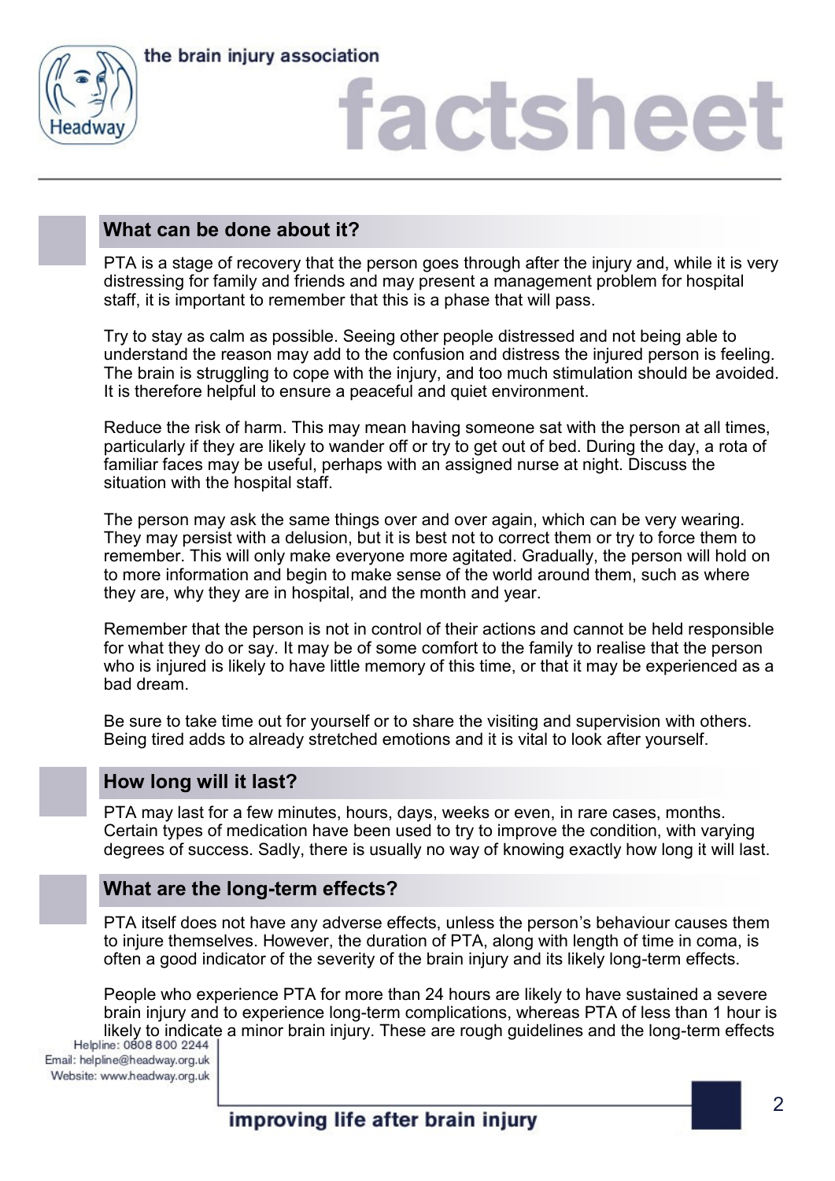## What can be done about it?

PTA is a stage of recovery that the person goes through after the injury and, while it is very distressing for family and friends and may present a management problem for hospital staff, it is important to remember that this is a phase that will pass.

Try to stay as calm as possible. Seeing other people distressed and not being able to understand the reason may add to the confusion and distress the injured person is feeling. The brain is struggling to cope with the injury, and too much stimulation should be avoided. It is therefore helpful to ensure a peaceful and quiet environment.

Reduce the risk of harm. This may mean having someone sat with the person at all times, particularly if they are likely to wander off or try to get out of bed. During the day, a rota of familiar faces may be useful, perhaps with an assigned nurse at night. Discuss the situation with the hospital staff.

The person may ask the same things over and over again, which can be very wearing. They may persist with a delusion, but it is best not to correct them or try to force them to remember. This will only make everyone more agitated. Gradually, the person will hold on to more information and begin to make sense of the world around them, such as where they are, why they are in hospital, and the month and year.

Remember that the person is not in control of their actions and cannot be held responsible for what they do or say. It may be of some comfort to the family to realise that the person who is injured is likely to have little memory of this time, or that it may be experienced as a bad dream.

Be sure to take time out for yourself or to share the visiting and supervision with others. Being tired adds to already stretched emotions and it is vital to look after yourself.

## How long will it last?

PTA may last for a few minutes, hours, days, weeks or even, in rare cases, months. Certain types of medication have been used to try to improve the condition, with varying degrees of success. Sadly, there is usually no way of knowing exactly how long it will last.

## What are the long-term effects?

PTA itself does not have any adverse effects, unless the person's behaviour causes them to injure themselves. However, the duration of PTA, along with length of time in coma, is often a good indicator of the severity of the brain injury and its likely long-term effects.

People who experience PTA for more than 24 hours are likely to have sustained a severe brain injury and to experience long-term complications, whereas PTA of less than 1 hour is likely to indicate a minor brain injury. These are rough guidelines and the long-term effects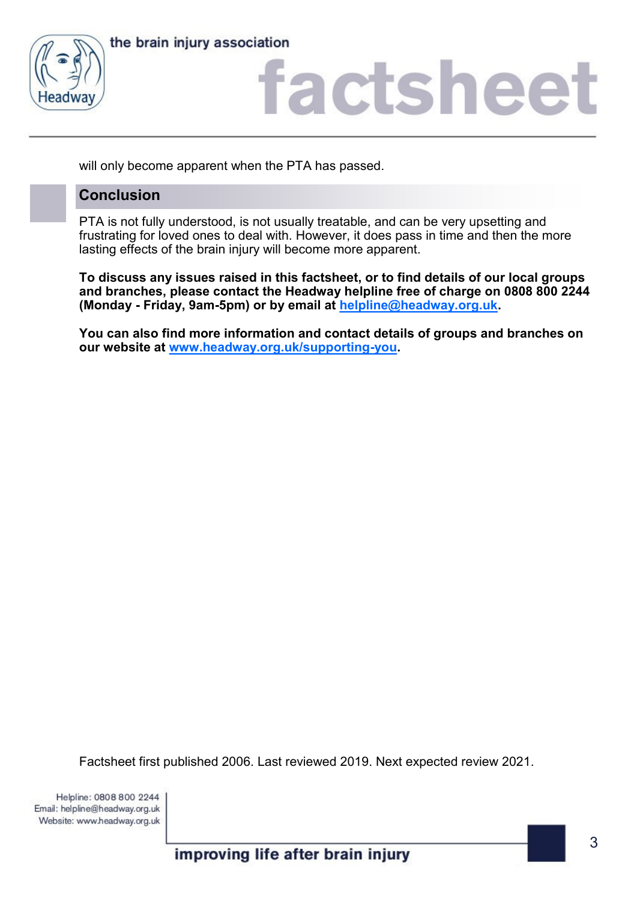will only become apparent when the PTA has passed.

## Conclusion

PTA is not fully understood, is not usually treatable, and can be very upsetting and frustrating for loved ones to deal with. However, it does pass in time and then the more lasting effects of the brain injury will become more apparent.

**To discuss any issues raised in this factsheet, or to find details of our local groups and branches, please contact the Headway helpline free of charge on 0808 800 2244 (Monday - Friday, 9am-5pm) or by email at [helpline@headway.org.uk](mailto:helpline@headway.org.uk).**

**You can also find more information and contact details of groups and branches on our website at [www.headway.org.uk/supporting-you](http://www.headway.org.uk/supporting-you).**

Factsheet first published 2006. Last reviewed 2019. Next expected review 2021.